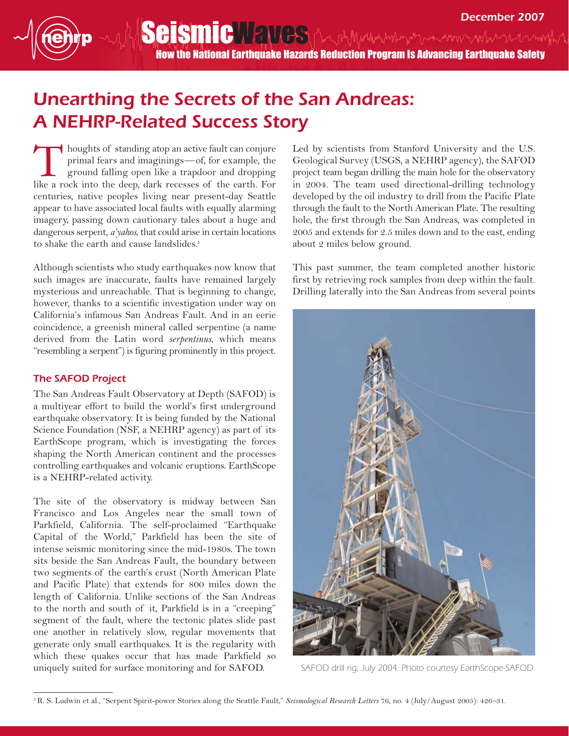# Seismic Waves

**How the National Earthquake Hazards Reduction Program Is Advancing Earthquake Safety**

December 2007

## *Unearthing the Secrets of the San Andreas: A NEHRP-Related Success Story*

Thoughts of standing atop an active fault can conjure primal fears and imaginings—of, for example, the ground falling open like a trapdoor and dropping like a rock into the deep, dark recesses of the earth. For centuries, native peoples living near present-day Seattle appear to have associated local faults with equally alarming imagery, passing down cautionary tales about a huge and dangerous serpent, *a'yahos*, that could arise in certain locations to shake the earth and cause landslides.[1]

Although scientists who study earthquakes now know that such images are inaccurate, faults have remained largely mysterious and unreachable. That is beginning to change, however, thanks to a scientific investigation under way on California's infamous San Andreas Fault. And in an eerie coincidence, a greenish mineral called serpentine (a name derived from the Latin word *serpentinus*, which means "resembling a serpent") is figuring prominently in this project.

### The SAFOD Project

The San Andreas Fault Observatory at Depth (SAFOD) is a multiyear effort to build the world's first underground earthquake observatory. It is being funded by the National Science Foundation (NSF, a NEHRP agency) as part of its EarthScope program, which is investigating the forces shaping the North American continent and the processes controlling earthquakes and volcanic eruptions. EarthScope is a NEHRP-related activity.

The site of the observatory is midway between San Francisco and Los Angeles near the small town of Parkfield, California. The self-proclaimed "Earthquake Capital of the World," Parkfield has been the site of intense seismic monitoring since the mid-1980s. The town sits beside the San Andreas Fault, the boundary between two segments of the earth's crust (North American Plate and Pacific Plate) that extends for 800 miles down the length of California. Unlike sections of the San Andreas to the north and south of it, Parkfield is in a "creeping" segment of the fault, where the tectonic plates slide past one another in relatively slow, regular movements that generate only small earthquakes. It is the regularity with which these quakes occur that has made Parkfield so uniquely suited for surface monitoring and for SAFOD.

Led by scientists from Stanford University and the U.S. Geological Survey (USGS, a NEHRP agency), the SAFOD project team began drilling the main hole for the observatory in 2004. The team used directional-drilling technology developed by the oil industry to drill from the Pacific Plate through the fault to the North American Plate. The resulting hole, the first through the San Andreas, was completed in 2005 and extends for 2.5 miles down and to the east, ending about 2 miles below ground.

This past summer, the team completed another historic first by retrieving rock samples from deep within the fault. Drilling laterally into the San Andreas from several points

SAFOD drill rig, July 2004. Photo courtesy EarthScope-SAFOD.

---

[1] R. S. Ludwin et al., "Serpent Spirit-power Stories along the Seattle Fault," *Seismological Research Letters* 76, no. 4 (July/August 2005): 426–31.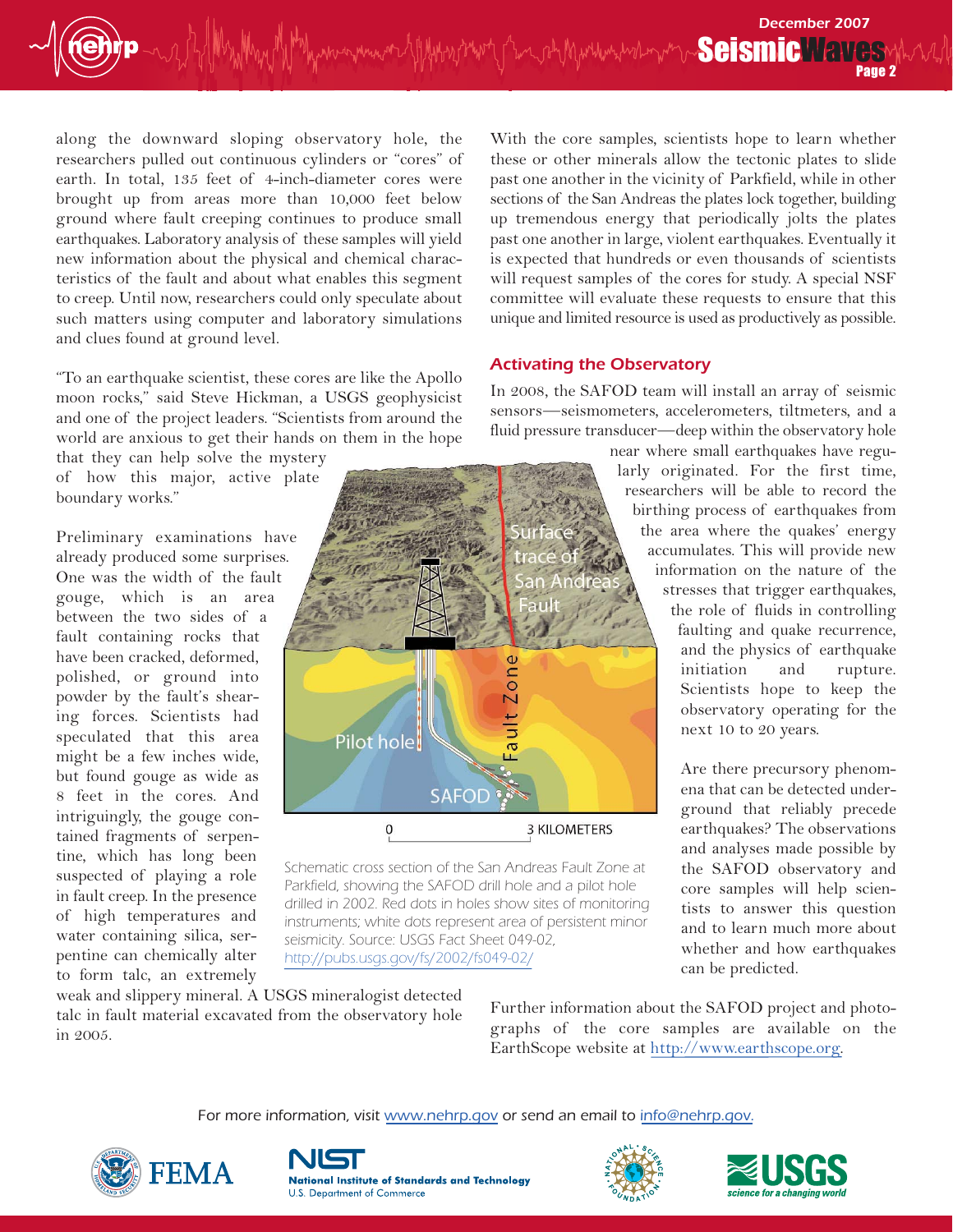along the downward sloping observatory hole, the researchers pulled out continuous cylinders or "cores" of earth. In total, 135 feet of 4-inch-diameter cores were brought up from areas more than 10,000 feet below ground where fault creeping continues to produce small earthquakes. Laboratory analysis of these samples will yield new information about the physical and chemical characteristics of the fault and about what enables this segment to creep. Until now, researchers could only speculate about such matters using computer and laboratory simulations and clues found at ground level.

"To an earthquake scientist, these cores are like the Apollo moon rocks," said Steve Hickman, a USGS geophysicist and one of the project leaders. "Scientists from around the world are anxious to get their hands on them in the hope that they can help solve the mystery of how this major, active plate boundary works."

Preliminary examinations have already produced some surprises. One was the width of the fault gouge, which is an area between the two sides of a fault containing rocks that have been cracked, deformed, polished, or ground into powder by the fault's shearing forces. Scientists had speculated that this area might be a few inches wide, but found gouge as wide as 8 feet in the cores. And intriguingly, the gouge contained fragments of serpentine, which has long been suspected of playing a role in fault creep. In the presence of high temperatures and water containing silica, serpentine can chemically alter to form talc, an extremely weak and slippery mineral. A USGS mineralogist detected talc in fault material excavated from the observatory hole in 2005.

Surface trace of San Andreas Fault

Fault Zone

Pilot hole

SAFOD

0

3 KILOMETERS

Schematic cross section of the San Andreas Fault Zone at Parkfield, showing the SAFOD drill hole and a pilot hole drilled in 2002. Red dots in holes show sites of monitoring instruments; white dots represent area of persistent minor seismicity. Source: USGS Fact Sheet 049-02, http://pubs.usgs.gov/fs/2002/fs049-02/

With the core samples, scientists hope to learn whether these or other minerals allow the tectonic plates to slide past one another in the vicinity of Parkfield, while in other sections of the San Andreas the plates lock together, building up tremendous energy that periodically jolts the plates past one another in large, violent earthquakes. Eventually it is expected that hundreds or even thousands of scientists will request samples of the cores for study. A special NSF committee will evaluate these requests to ensure that this unique and limited resource is used as productively as possible.

## *Activating the Observatory*

In 2008, the SAFOD team will install an array of seismic sensors—seismometers, accelerometers, tiltmeters, and a fluid pressure transducer—deep within the observatory hole near where small earthquakes have regularly originated. For the first time, researchers will be able to record the birthing process of earthquakes from the area where the quakes' energy accumulates. This will provide new information on the nature of the stresses that trigger earthquakes, the role of fluids in controlling faulting and quake recurrence, and the physics of earthquake initiation and rupture. Scientists hope to keep the observatory operating for the next 10 to 20 years.

Are there precursory phenomena that can be detected underground that reliably precede earthquakes? The observations and analyses made possible by the SAFOD observatory and core samples will help scientists to answer this question and to learn much more about whether and how earthquakes can be predicted.

Further information about the SAFOD project and photographs of the core samples are available on the EarthScope website at http://www.earthscope.org.

*For more information, visit www.nehrp.gov or send an email to info@nehrp.gov.*